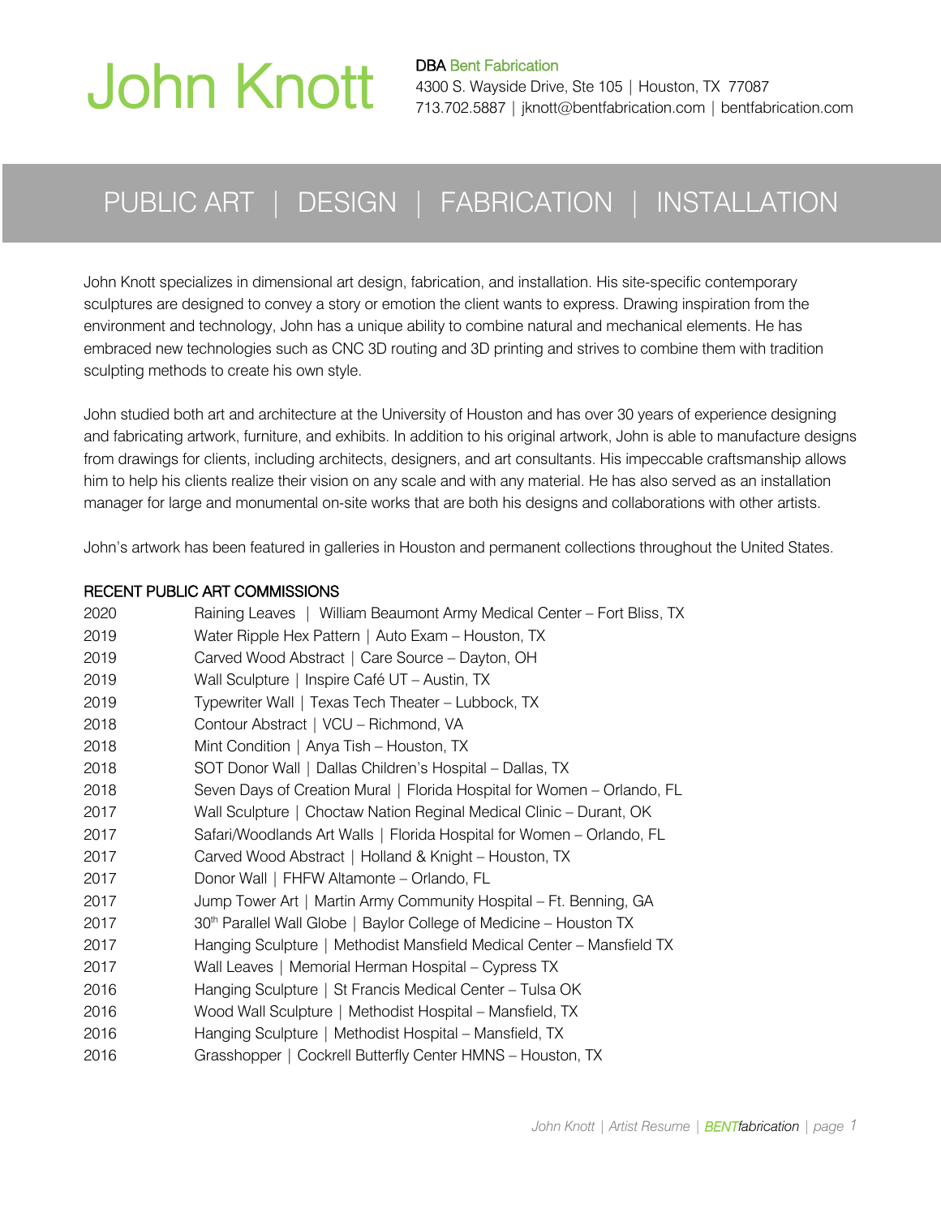# John Knott

**DBA Bent Fabrication**
4300 S. Wayside Drive, Ste 105 | Houston, TX 77087
713.702.5887 | jknott@bentfabrication.com | bentfabrication.com

## PUBLIC ART | DESIGN | FABRICATION | INSTALLATION

John Knott specializes in dimensional art design, fabrication, and installation. His site-specific contemporary sculptures are designed to convey a story or emotion the client wants to express. Drawing inspiration from the environment and technology, John has a unique ability to combine natural and mechanical elements. He has embraced new technologies such as CNC 3D routing and 3D printing and strives to combine them with tradition sculpting methods to create his own style.

John studied both art and architecture at the University of Houston and has over 30 years of experience designing and fabricating artwork, furniture, and exhibits. In addition to his original artwork, John is able to manufacture designs from drawings for clients, including architects, designers, and art consultants. His impeccable craftsmanship allows him to help his clients realize their vision on any scale and with any material. He has also served as an installation manager for large and monumental on-site works that are both his designs and collaborations with other artists.

John's artwork has been featured in galleries in Houston and permanent collections throughout the United States.

### RECENT PUBLIC ART COMMISSIONS

| | |
|---|---|
| 2020 | Raining Leaves \| William Beaumont Army Medical Center – Fort Bliss, TX |
| 2019 | Water Ripple Hex Pattern \| Auto Exam – Houston, TX |
| 2019 | Carved Wood Abstract \| Care Source – Dayton, OH |
| 2019 | Wall Sculpture \| Inspire Café UT – Austin, TX |
| 2019 | Typewriter Wall \| Texas Tech Theater – Lubbock, TX |
| 2018 | Contour Abstract \| VCU – Richmond, VA |
| 2018 | Mint Condition \| Anya Tish – Houston, TX |
| 2018 | SOT Donor Wall \| Dallas Children's Hospital – Dallas, TX |
| 2018 | Seven Days of Creation Mural \| Florida Hospital for Women – Orlando, FL |
| 2017 | Wall Sculpture \| Choctaw Nation Reginal Medical Clinic – Durant, OK |
| 2017 | Safari/Woodlands Art Walls \| Florida Hospital for Women – Orlando, FL |
| 2017 | Carved Wood Abstract \| Holland & Knight – Houston, TX |
| 2017 | Donor Wall \| FHFW Altamonte – Orlando, FL |
| 2017 | Jump Tower Art \| Martin Army Community Hospital – Ft. Benning, GA |
| 2017 | 30th Parallel Wall Globe \| Baylor College of Medicine – Houston TX |
| 2017 | Hanging Sculpture \| Methodist Mansfield Medical Center – Mansfield TX |
| 2017 | Wall Leaves \| Memorial Herman Hospital – Cypress TX |
| 2016 | Hanging Sculpture \| St Francis Medical Center – Tulsa OK |
| 2016 | Wood Wall Sculpture \| Methodist Hospital – Mansfield, TX |
| 2016 | Hanging Sculpture \| Methodist Hospital – Mansfield, TX |
| 2016 | Grasshopper \| Cockrell Butterfly Center HMNS – Houston, TX |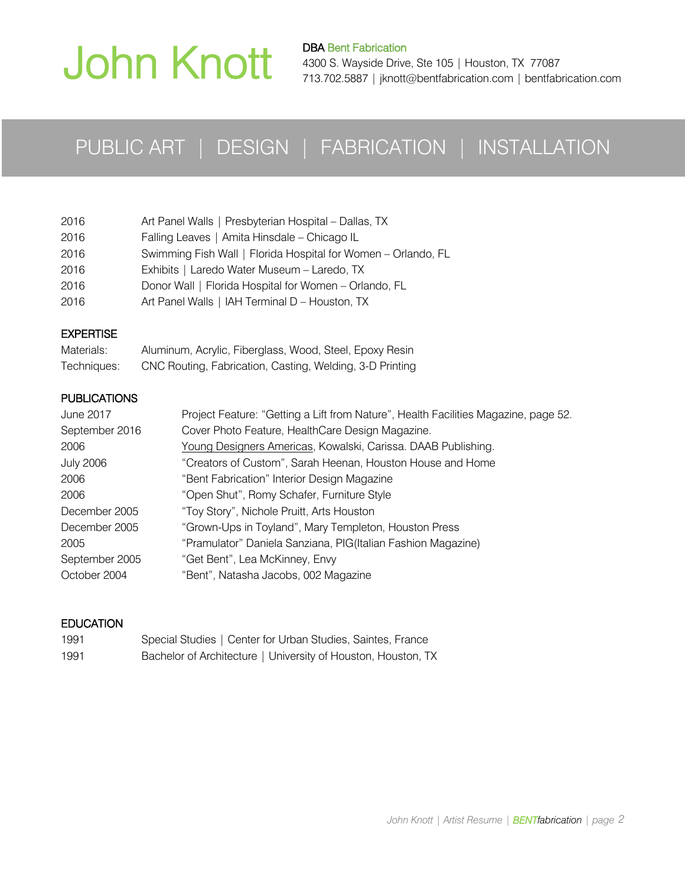# John Knott

DBA Bent Fabrication
4300 S. Wayside Drive, Ste 105 | Houston, TX 77087
713.702.5887 | jknott@bentfabrication.com | bentfabrication.com

## PUBLIC ART | DESIGN | FABRICATION | INSTALLATION

| | |
|---|---|
| 2016 | Art Panel Walls \| Presbyterian Hospital – Dallas, TX |
| 2016 | Falling Leaves \| Amita Hinsdale – Chicago IL |
| 2016 | Swimming Fish Wall \| Florida Hospital for Women – Orlando, FL |
| 2016 | Exhibits \| Laredo Water Museum – Laredo, TX |
| 2016 | Donor Wall \| Florida Hospital for Women – Orlando, FL |
| 2016 | Art Panel Walls \| IAH Terminal D – Houston, TX |

### EXPERTISE

| | |
|---|---|
| Materials: | Aluminum, Acrylic, Fiberglass, Wood, Steel, Epoxy Resin |
| Techniques: | CNC Routing, Fabrication, Casting, Welding, 3-D Printing |

### PUBLICATIONS

| | |
|---|---|
| June 2017 | Project Feature: "Getting a Lift from Nature", Health Facilities Magazine, page 52. |
| September 2016 | Cover Photo Feature, HealthCare Design Magazine. |
| 2006 | Young Designers Americas, Kowalski, Carissa. DAAB Publishing. |
| July 2006 | "Creators of Custom", Sarah Heenan, Houston House and Home |
| 2006 | "Bent Fabrication" Interior Design Magazine |
| 2006 | "Open Shut", Romy Schafer, Furniture Style |
| December 2005 | "Toy Story", Nichole Pruitt, Arts Houston |
| December 2005 | "Grown-Ups in Toyland", Mary Templeton, Houston Press |
| 2005 | "Pramulator" Daniela Sanziana, PIG(Italian Fashion Magazine) |
| September 2005 | "Get Bent", Lea McKinney, Envy |
| October 2004 | "Bent", Natasha Jacobs, 002 Magazine |

### EDUCATION

| | |
|---|---|
| 1991 | Special Studies \| Center for Urban Studies, Saintes, France |
| 1991 | Bachelor of Architecture \| University of Houston, Houston, TX |